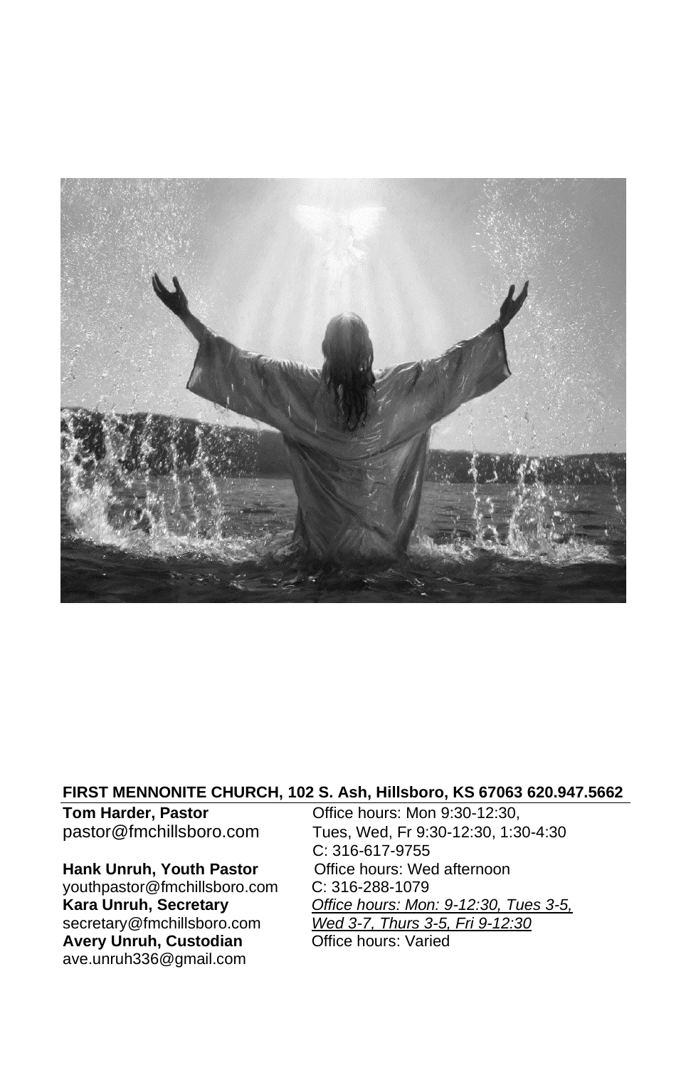**FIRST MENNONITE CHURCH, 102 S. Ash, Hillsboro, KS 67063 620.947.5662**

**Tom Harder, Pastor**
pastor@fmchillsboro.com
Office hours: Mon 9:30-12:30,
Tues, Wed, Fr 9:30-12:30, 1:30-4:30
C: 316-617-9755

**Hank Unruh, Youth Pastor**
youthpastor@fmchillsboro.com
Office hours: Wed afternoon
C: 316-288-1079

**Kara Unruh, Secretary**
secretary@fmchillsboro.com
*Office hours: Mon: 9-12:30, Tues 3-5, Wed 3-7, Thurs 3-5, Fri 9-12:30*

**Avery Unruh, Custodian**
ave.unruh336@gmail.com
Office hours: Varied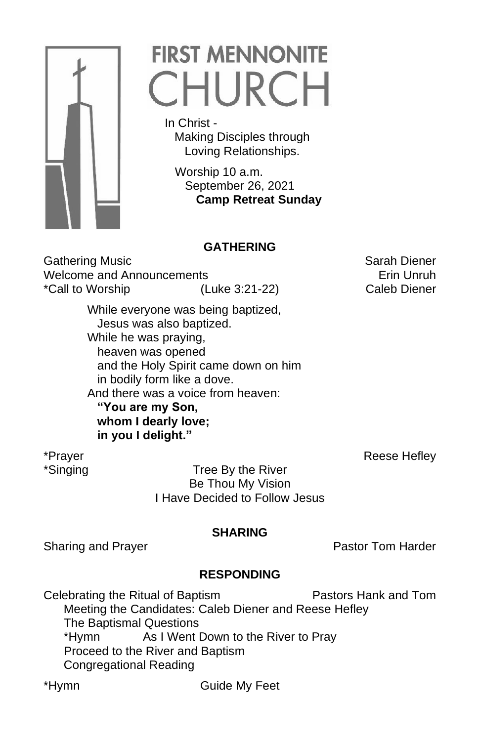# FIRST MENNONITE CHURCH

In Christ -
Making Disciples through
Loving Relationships.

Worship 10 a.m.
September 26, 2021
**Camp Retreat Sunday**

## GATHERING

Gathering Music — Sarah Diener

Welcome and Announcements — Erin Unruh

*Call to Worship (Luke 3:21-22) — Caleb Diener

While everyone was being baptized,
Jesus was also baptized.
While he was praying,
heaven was opened
and the Holy Spirit came down on him
in bodily form like a dove.
And there was a voice from heaven:
**"You are my Son,**
**whom I dearly love;**
**in you I delight."**

*Prayer — Reese Hefley

*Singing
Tree By the River
Be Thou My Vision
I Have Decided to Follow Jesus

## SHARING

Sharing and Prayer — Pastor Tom Harder

## RESPONDING

Celebrating the Ritual of Baptism — Pastors Hank and Tom

- Meeting the Candidates: Caleb Diener and Reese Hefley
- The Baptismal Questions
- *Hymn — As I Went Down to the River to Pray
- Proceed to the River and Baptism
- Congregational Reading

*Hymn — Guide My Feet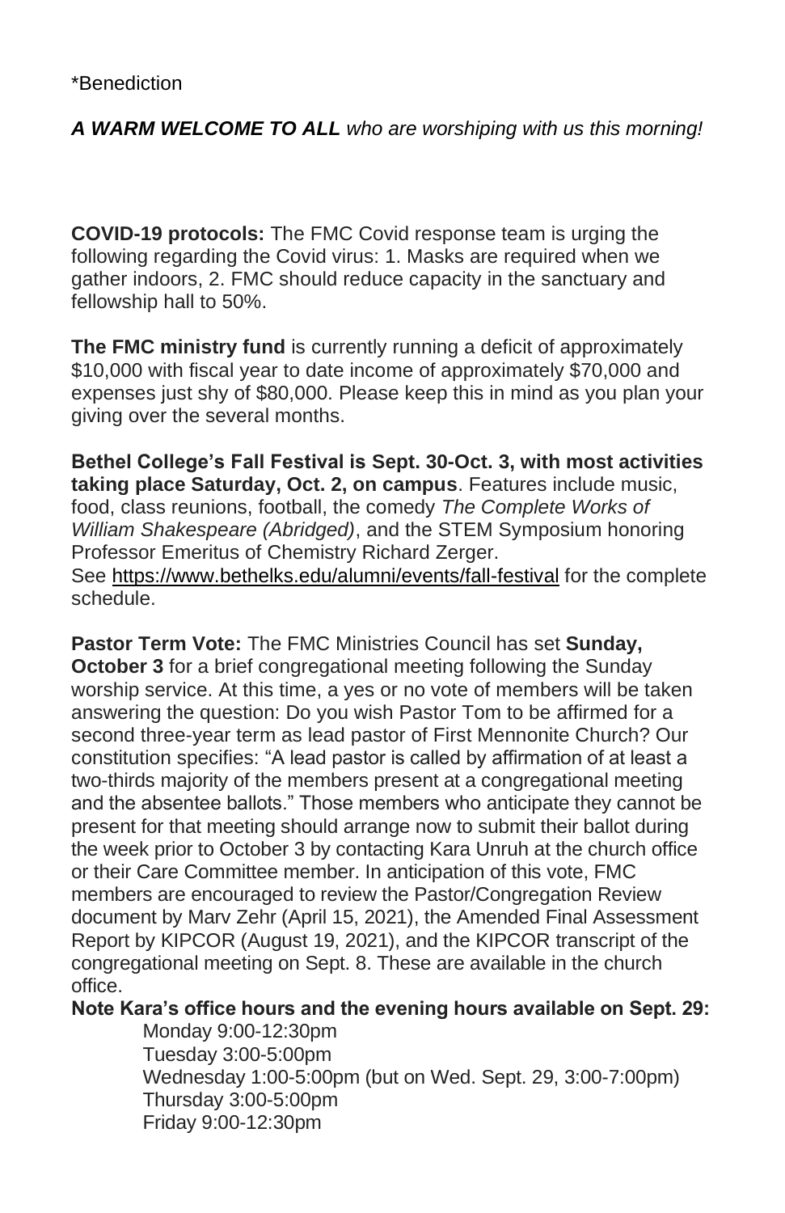*Benediction

***A WARM WELCOME TO ALL** who are worshiping with us this morning!*

**COVID-19 protocols:** The FMC Covid response team is urging the following regarding the Covid virus: 1. Masks are required when we gather indoors, 2. FMC should reduce capacity in the sanctuary and fellowship hall to 50%.

**The FMC ministry fund** is currently running a deficit of approximately $10,000 with fiscal year to date income of approximately $70,000 and expenses just shy of $80,000. Please keep this in mind as you plan your giving over the several months.

**Bethel College's Fall Festival is Sept. 30-Oct. 3, with most activities taking place Saturday, Oct. 2, on campus**. Features include music, food, class reunions, football, the comedy *The Complete Works of William Shakespeare (Abridged)*, and the STEM Symposium honoring Professor Emeritus of Chemistry Richard Zerger.
See https://www.bethelks.edu/alumni/events/fall-festival for the complete schedule.

**Pastor Term Vote:** The FMC Ministries Council has set **Sunday, October 3** for a brief congregational meeting following the Sunday worship service. At this time, a yes or no vote of members will be taken answering the question: Do you wish Pastor Tom to be affirmed for a second three-year term as lead pastor of First Mennonite Church? Our constitution specifies: "A lead pastor is called by affirmation of at least a two-thirds majority of the members present at a congregational meeting and the absentee ballots." Those members who anticipate they cannot be present for that meeting should arrange now to submit their ballot during the week prior to October 3 by contacting Kara Unruh at the church office or their Care Committee member. In anticipation of this vote, FMC members are encouraged to review the Pastor/Congregation Review document by Marv Zehr (April 15, 2021), the Amended Final Assessment Report by KIPCOR (August 19, 2021), and the KIPCOR transcript of the congregational meeting on Sept. 8. These are available in the church office.

**Note Kara's office hours and the evening hours available on Sept. 29:**

Monday 9:00-12:30pm
Tuesday 3:00-5:00pm
Wednesday 1:00-5:00pm (but on Wed. Sept. 29, 3:00-7:00pm)
Thursday 3:00-5:00pm
Friday 9:00-12:30pm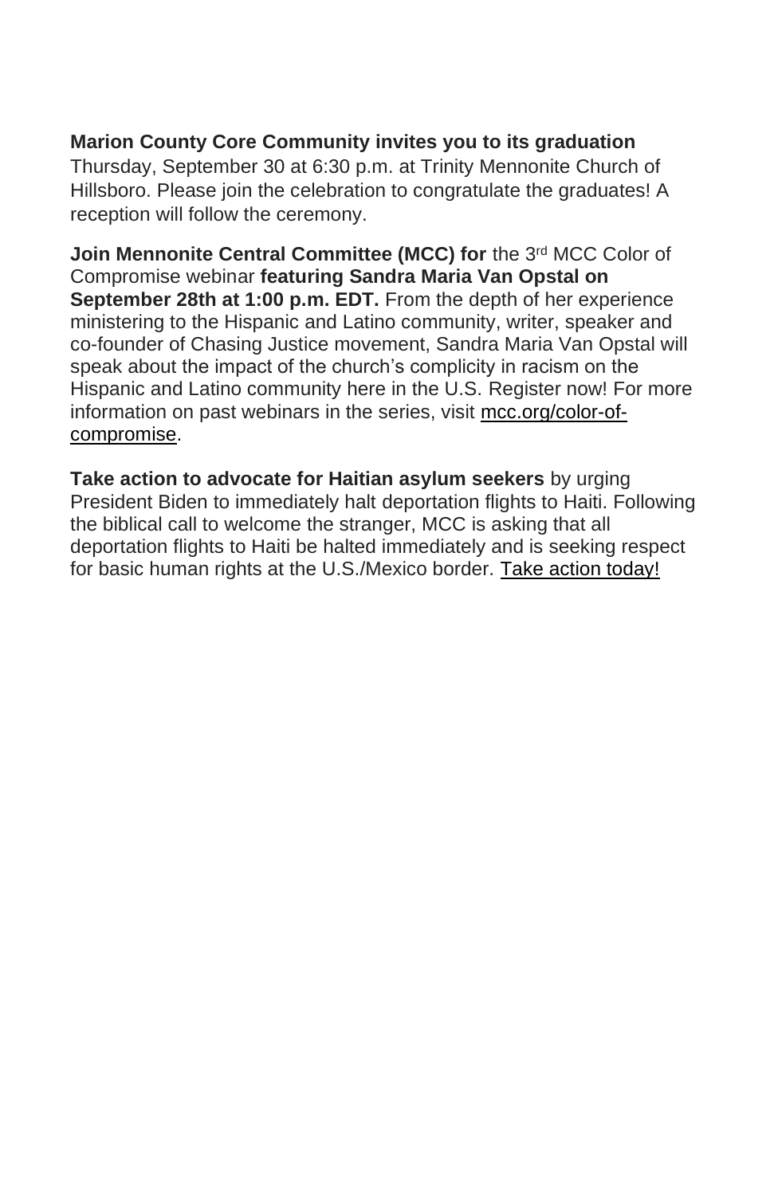**Marion County Core Community invites you to its graduation** Thursday, September 30 at 6:30 p.m. at Trinity Mennonite Church of Hillsboro. Please join the celebration to congratulate the graduates! A reception will follow the ceremony.

**Join Mennonite Central Committee (MCC) for** the 3rd MCC Color of Compromise webinar **featuring Sandra Maria Van Opstal on September 28th at 1:00 p.m. EDT.** From the depth of her experience ministering to the Hispanic and Latino community, writer, speaker and co-founder of Chasing Justice movement, Sandra Maria Van Opstal will speak about the impact of the church's complicity in racism on the Hispanic and Latino community here in the U.S. Register now! For more information on past webinars in the series, visit mcc.org/color-of-compromise.

**Take action to advocate for Haitian asylum seekers** by urging President Biden to immediately halt deportation flights to Haiti. Following the biblical call to welcome the stranger, MCC is asking that all deportation flights to Haiti be halted immediately and is seeking respect for basic human rights at the U.S./Mexico border. Take action today!